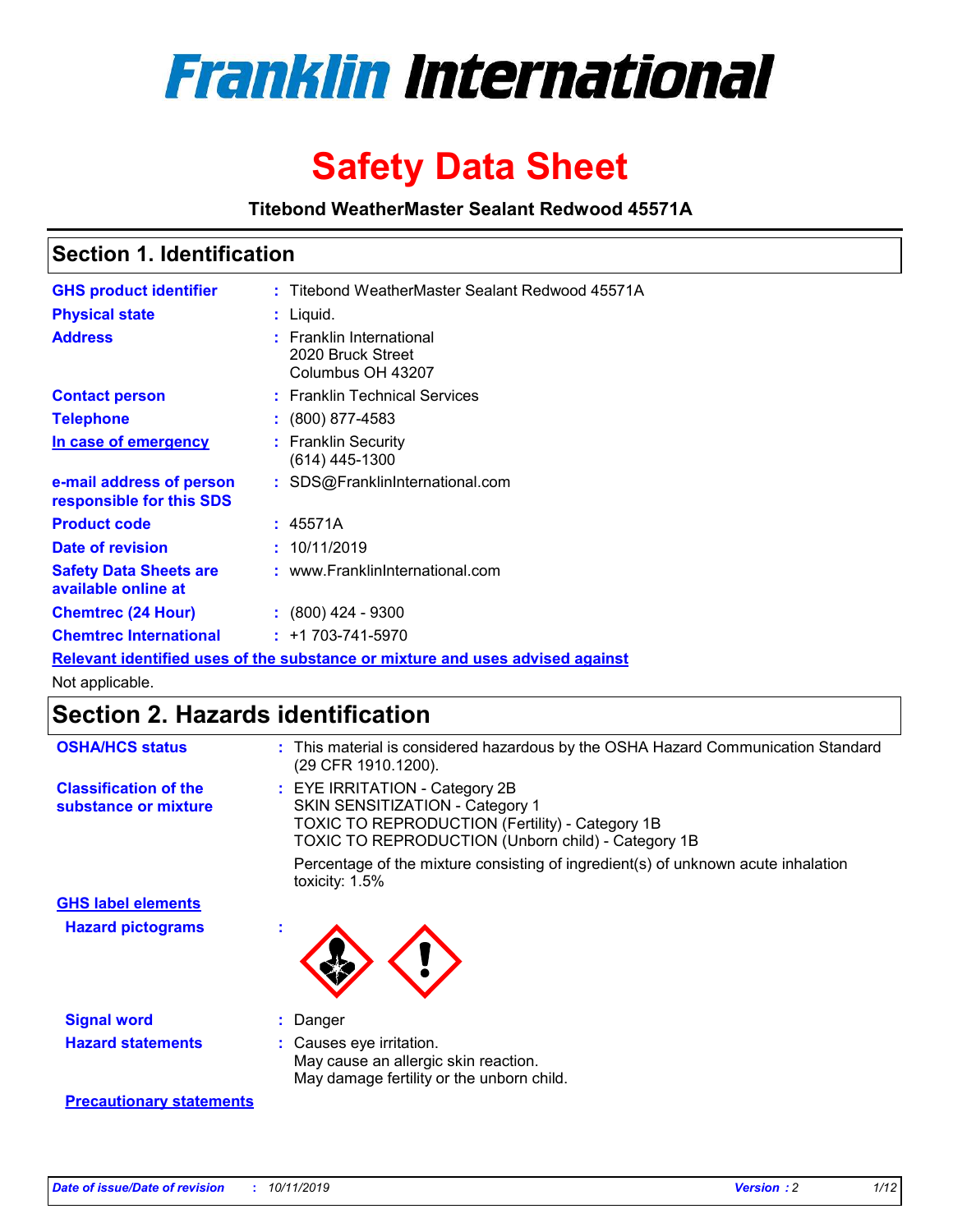# Franklin International

# Safety Data Sheet

**Titebond WeatherMaster Sealant Redwood 45571A**

## Section 1. Identification

| | |
|---|---|
| **GHS product identifier** | : Titebond WeatherMaster Sealant Redwood 45571A |
| **Physical state** | : Liquid. |
| **Address** | : Franklin International<br>2020 Bruck Street<br>Columbus OH 43207 |
| **Contact person** | : Franklin Technical Services |
| **Telephone** | : (800) 877-4583 |
| **In case of emergency** | : Franklin Security<br>(614) 445-1300 |
| **e-mail address of person responsible for this SDS** | : SDS@FranklinInternational.com |
| **Product code** | : 45571A |
| **Date of revision** | : 10/11/2019 |
| **Safety Data Sheets are available online at** | : www.FranklinInternational.com |
| **Chemtrec (24 Hour)** | : (800) 424 - 9300 |
| **Chemtrec International** | : +1 703-741-5970 |

**Relevant identified uses of the substance or mixture and uses advised against**

Not applicable.

## Section 2. Hazards identification

| | |
|---|---|
| **OSHA/HCS status** | : This material is considered hazardous by the OSHA Hazard Communication Standard (29 CFR 1910.1200). |
| **Classification of the substance or mixture** | : EYE IRRITATION - Category 2B<br>SKIN SENSITIZATION - Category 1<br>TOXIC TO REPRODUCTION (Fertility) - Category 1B<br>TOXIC TO REPRODUCTION (Unborn child) - Category 1B<br><br>Percentage of the mixture consisting of ingredient(s) of unknown acute inhalation toxicity: 1.5% |

**GHS label elements**

| | |
|---|---|
| **Hazard pictograms** | : |
| **Signal word** | : Danger |
| **Hazard statements** | : Causes eye irritation.<br>May cause an allergic skin reaction.<br>May damage fertility or the unborn child. |

**Precautionary statements**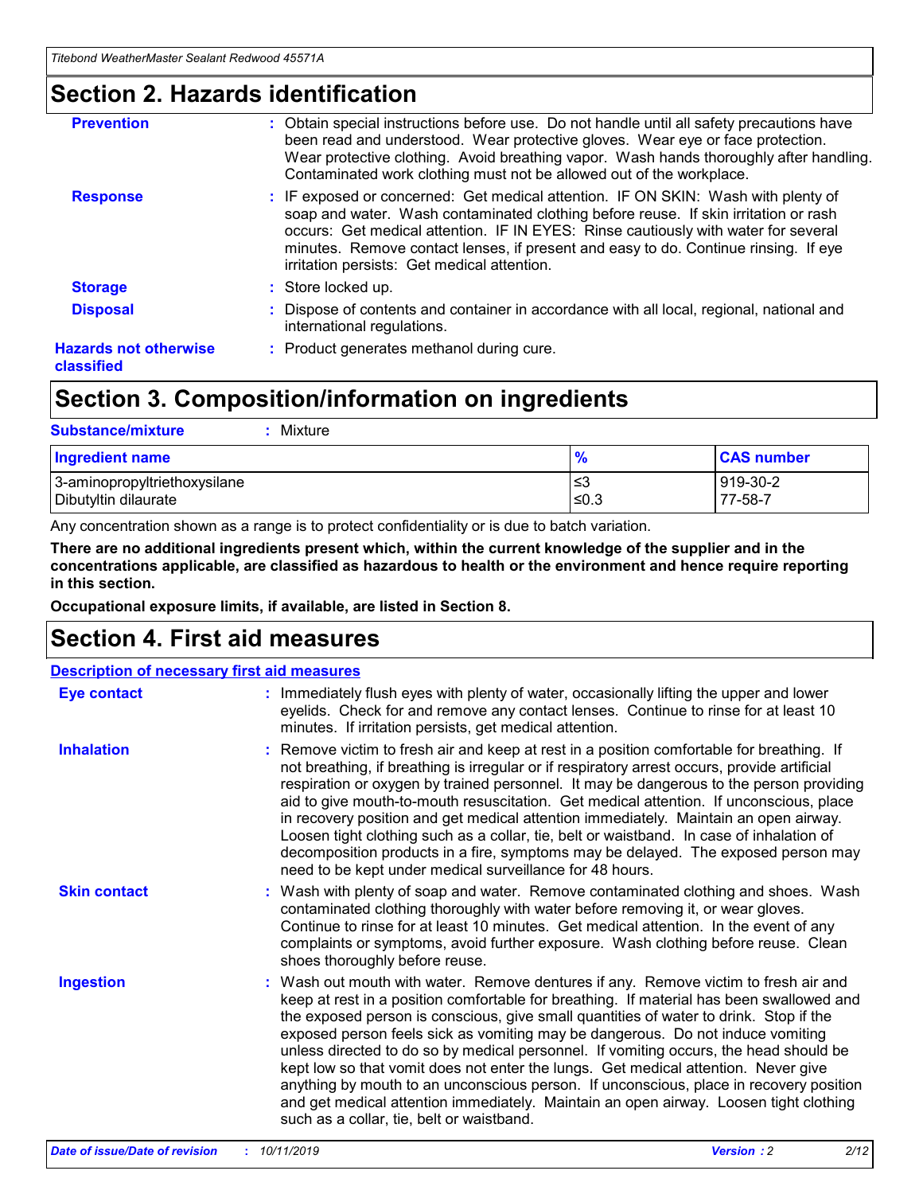## Section 2. Hazards identification

**Prevention** : Obtain special instructions before use. Do not handle until all safety precautions have been read and understood. Wear protective gloves. Wear eye or face protection. Wear protective clothing. Avoid breathing vapor. Wash hands thoroughly after handling. Contaminated work clothing must not be allowed out of the workplace.

**Response** : IF exposed or concerned: Get medical attention. IF ON SKIN: Wash with plenty of soap and water. Wash contaminated clothing before reuse. If skin irritation or rash occurs: Get medical attention. IF IN EYES: Rinse cautiously with water for several minutes. Remove contact lenses, if present and easy to do. Continue rinsing. If eye irritation persists: Get medical attention.

**Storage** : Store locked up.

**Disposal** : Dispose of contents and container in accordance with all local, regional, national and international regulations.

**Hazards not otherwise classified** : Product generates methanol during cure.

## Section 3. Composition/information on ingredients

**Substance/mixture** : Mixture

| Ingredient name | % | CAS number |
|---|---|---|
| 3-aminopropyltriethoxysilane | ≤3 | 919-30-2 |
| Dibutyltin dilaurate | ≤0.3 | 77-58-7 |

Any concentration shown as a range is to protect confidentiality or is due to batch variation.

**There are no additional ingredients present which, within the current knowledge of the supplier and in the concentrations applicable, are classified as hazardous to health or the environment and hence require reporting in this section.**

**Occupational exposure limits, if available, are listed in Section 8.**

## Section 4. First aid measures

**Description of necessary first aid measures**

**Eye contact** : Immediately flush eyes with plenty of water, occasionally lifting the upper and lower eyelids. Check for and remove any contact lenses. Continue to rinse for at least 10 minutes. If irritation persists, get medical attention.

**Inhalation** : Remove victim to fresh air and keep at rest in a position comfortable for breathing. If not breathing, if breathing is irregular or if respiratory arrest occurs, provide artificial respiration or oxygen by trained personnel. It may be dangerous to the person providing aid to give mouth-to-mouth resuscitation. Get medical attention. If unconscious, place in recovery position and get medical attention immediately. Maintain an open airway. Loosen tight clothing such as a collar, tie, belt or waistband. In case of inhalation of decomposition products in a fire, symptoms may be delayed. The exposed person may need to be kept under medical surveillance for 48 hours.

**Skin contact** : Wash with plenty of soap and water. Remove contaminated clothing and shoes. Wash contaminated clothing thoroughly with water before removing it, or wear gloves. Continue to rinse for at least 10 minutes. Get medical attention. In the event of any complaints or symptoms, avoid further exposure. Wash clothing before reuse. Clean shoes thoroughly before reuse.

**Ingestion** : Wash out mouth with water. Remove dentures if any. Remove victim to fresh air and keep at rest in a position comfortable for breathing. If material has been swallowed and the exposed person is conscious, give small quantities of water to drink. Stop if the exposed person feels sick as vomiting may be dangerous. Do not induce vomiting unless directed to do so by medical personnel. If vomiting occurs, the head should be kept low so that vomit does not enter the lungs. Get medical attention. Never give anything by mouth to an unconscious person. If unconscious, place in recovery position and get medical attention immediately. Maintain an open airway. Loosen tight clothing such as a collar, tie, belt or waistband.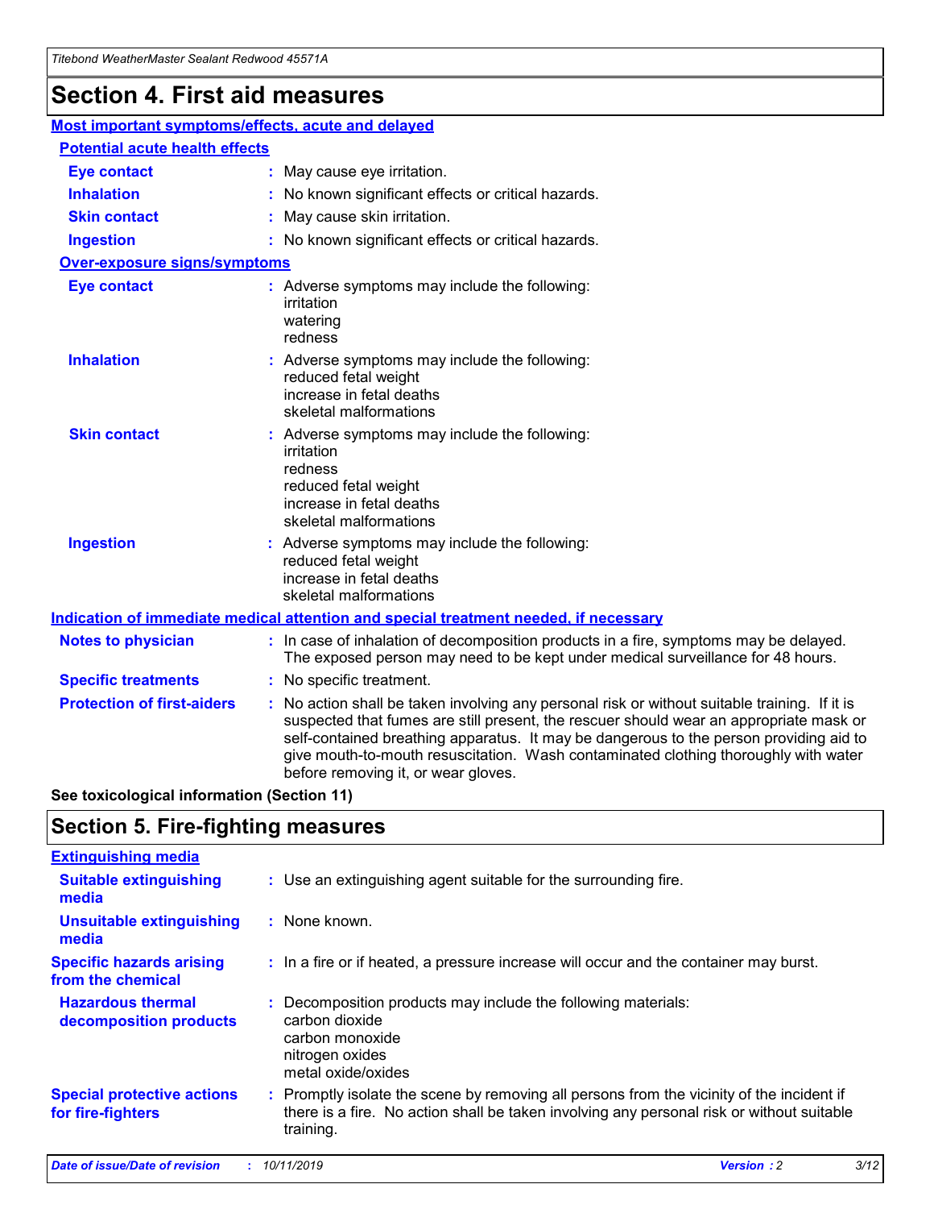# Section 4. First aid measures

## Most important symptoms/effects, acute and delayed

### Potential acute health effects

| | |
|---|---|
| **Eye contact** | : May cause eye irritation. |
| **Inhalation** | : No known significant effects or critical hazards. |
| **Skin contact** | : May cause skin irritation. |
| **Ingestion** | : No known significant effects or critical hazards. |

### Over-exposure signs/symptoms

| | |
|---|---|
| **Eye contact** | : Adverse symptoms may include the following: irritation, watering, redness |
| **Inhalation** | : Adverse symptoms may include the following: reduced fetal weight, increase in fetal deaths, skeletal malformations |
| **Skin contact** | : Adverse symptoms may include the following: irritation, redness, reduced fetal weight, increase in fetal deaths, skeletal malformations |
| **Ingestion** | : Adverse symptoms may include the following: reduced fetal weight, increase in fetal deaths, skeletal malformations |

## Indication of immediate medical attention and special treatment needed, if necessary

| | |
|---|---|
| **Notes to physician** | : In case of inhalation of decomposition products in a fire, symptoms may be delayed. The exposed person may need to be kept under medical surveillance for 48 hours. |
| **Specific treatments** | : No specific treatment. |
| **Protection of first-aiders** | : No action shall be taken involving any personal risk or without suitable training. If it is suspected that fumes are still present, the rescuer should wear an appropriate mask or self-contained breathing apparatus. It may be dangerous to the person providing aid to give mouth-to-mouth resuscitation. Wash contaminated clothing thoroughly with water before removing it, or wear gloves. |

**See toxicological information (Section 11)**

# Section 5. Fire-fighting measures

## Extinguishing media

| | |
|---|---|
| **Suitable extinguishing media** | : Use an extinguishing agent suitable for the surrounding fire. |
| **Unsuitable extinguishing media** | : None known. |
| **Specific hazards arising from the chemical** | : In a fire or if heated, a pressure increase will occur and the container may burst. |
| **Hazardous thermal decomposition products** | : Decomposition products may include the following materials: carbon dioxide, carbon monoxide, nitrogen oxides, metal oxide/oxides |
| **Special protective actions for fire-fighters** | : Promptly isolate the scene by removing all persons from the vicinity of the incident if there is a fire. No action shall be taken involving any personal risk or without suitable training. |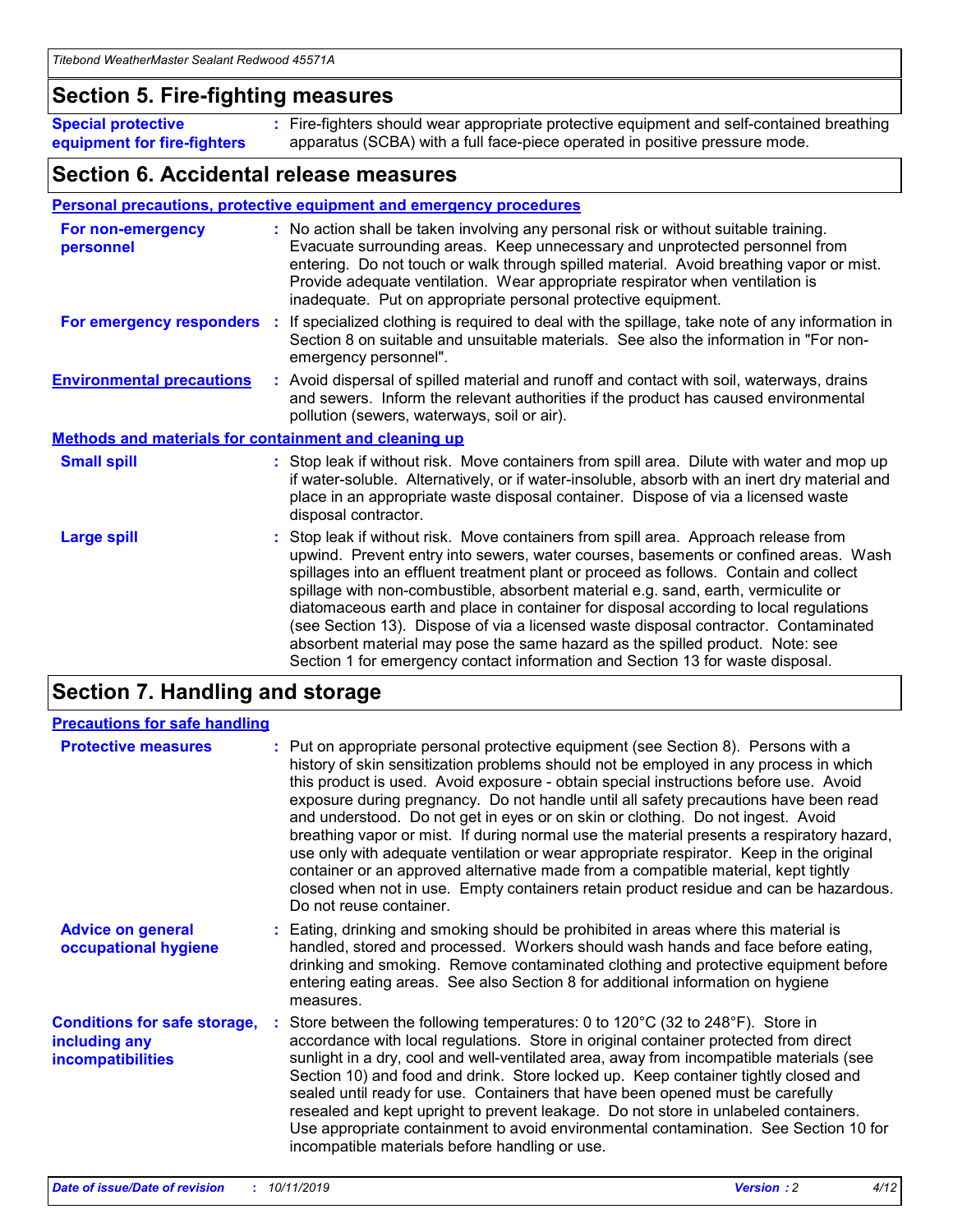## Section 5. Fire-fighting measures

**Special protective equipment for fire-fighters** : Fire-fighters should wear appropriate protective equipment and self-contained breathing apparatus (SCBA) with a full face-piece operated in positive pressure mode.

## Section 6. Accidental release measures

### Personal precautions, protective equipment and emergency procedures

**For non-emergency personnel** : No action shall be taken involving any personal risk or without suitable training. Evacuate surrounding areas. Keep unnecessary and unprotected personnel from entering. Do not touch or walk through spilled material. Avoid breathing vapor or mist. Provide adequate ventilation. Wear appropriate respirator when ventilation is inadequate. Put on appropriate personal protective equipment.

**For emergency responders** : If specialized clothing is required to deal with the spillage, take note of any information in Section 8 on suitable and unsuitable materials. See also the information in "For non-emergency personnel".

**Environmental precautions** : Avoid dispersal of spilled material and runoff and contact with soil, waterways, drains and sewers. Inform the relevant authorities if the product has caused environmental pollution (sewers, waterways, soil or air).

### Methods and materials for containment and cleaning up

**Small spill** : Stop leak if without risk. Move containers from spill area. Dilute with water and mop up if water-soluble. Alternatively, or if water-insoluble, absorb with an inert dry material and place in an appropriate waste disposal container. Dispose of via a licensed waste disposal contractor.

**Large spill** : Stop leak if without risk. Move containers from spill area. Approach release from upwind. Prevent entry into sewers, water courses, basements or confined areas. Wash spillages into an effluent treatment plant or proceed as follows. Contain and collect spillage with non-combustible, absorbent material e.g. sand, earth, vermiculite or diatomaceous earth and place in container for disposal according to local regulations (see Section 13). Dispose of via a licensed waste disposal contractor. Contaminated absorbent material may pose the same hazard as the spilled product. Note: see Section 1 for emergency contact information and Section 13 for waste disposal.

## Section 7. Handling and storage

### Precautions for safe handling

**Protective measures** : Put on appropriate personal protective equipment (see Section 8). Persons with a history of skin sensitization problems should not be employed in any process in which this product is used. Avoid exposure - obtain special instructions before use. Avoid exposure during pregnancy. Do not handle until all safety precautions have been read and understood. Do not get in eyes or on skin or clothing. Do not ingest. Avoid breathing vapor or mist. If during normal use the material presents a respiratory hazard, use only with adequate ventilation or wear appropriate respirator. Keep in the original container or an approved alternative made from a compatible material, kept tightly closed when not in use. Empty containers retain product residue and can be hazardous. Do not reuse container.

**Advice on general occupational hygiene** : Eating, drinking and smoking should be prohibited in areas where this material is handled, stored and processed. Workers should wash hands and face before eating, drinking and smoking. Remove contaminated clothing and protective equipment before entering eating areas. See also Section 8 for additional information on hygiene measures.

**Conditions for safe storage, including any incompatibilities** : Store between the following temperatures: 0 to 120°C (32 to 248°F). Store in accordance with local regulations. Store in original container protected from direct sunlight in a dry, cool and well-ventilated area, away from incompatible materials (see Section 10) and food and drink. Store locked up. Keep container tightly closed and sealed until ready for use. Containers that have been opened must be carefully resealed and kept upright to prevent leakage. Do not store in unlabeled containers. Use appropriate containment to avoid environmental contamination. See Section 10 for incompatible materials before handling or use.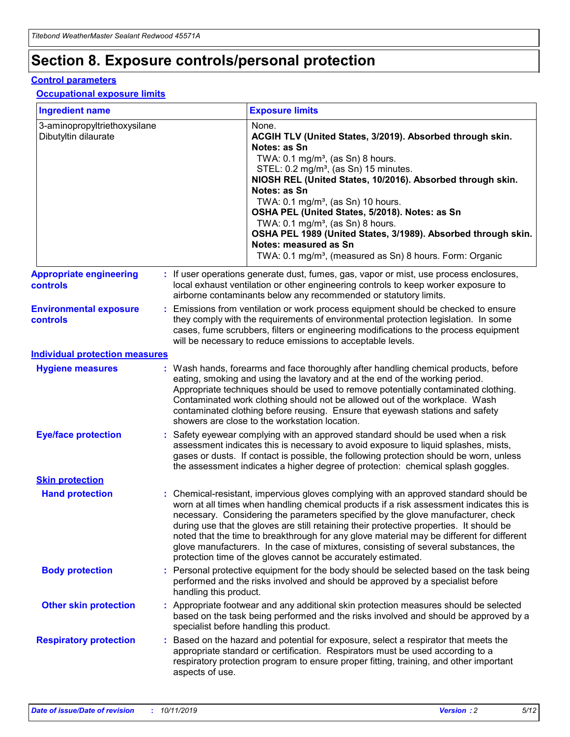# Section 8. Exposure controls/personal protection

## Control parameters

### Occupational exposure limits

| Ingredient name | Exposure limits |
| --- | --- |
| 3-aminopropyltriethoxysilane<br>Dibutyltin dilaurate | None.<br>**ACGIH TLV (United States, 3/2019). Absorbed through skin. Notes: as Sn**<br>TWA: 0.1 mg/m³, (as Sn) 8 hours.<br>STEL: 0.2 mg/m³, (as Sn) 15 minutes.<br>**NIOSH REL (United States, 10/2016). Absorbed through skin. Notes: as Sn**<br>TWA: 0.1 mg/m³, (as Sn) 10 hours.<br>**OSHA PEL (United States, 5/2018). Notes: as Sn**<br>TWA: 0.1 mg/m³, (as Sn) 8 hours.<br>**OSHA PEL 1989 (United States, 3/1989). Absorbed through skin. Notes: measured as Sn**<br>TWA: 0.1 mg/m³, (measured as Sn) 8 hours. Form: Organic |

**Appropriate engineering controls** : If user operations generate dust, fumes, gas, vapor or mist, use process enclosures, local exhaust ventilation or other engineering controls to keep worker exposure to airborne contaminants below any recommended or statutory limits.

**Environmental exposure controls** : Emissions from ventilation or work process equipment should be checked to ensure they comply with the requirements of environmental protection legislation. In some cases, fume scrubbers, filters or engineering modifications to the process equipment will be necessary to reduce emissions to acceptable levels.

## Individual protection measures

**Hygiene measures** : Wash hands, forearms and face thoroughly after handling chemical products, before eating, smoking and using the lavatory and at the end of the working period. Appropriate techniques should be used to remove potentially contaminated clothing. Contaminated work clothing should not be allowed out of the workplace. Wash contaminated clothing before reusing. Ensure that eyewash stations and safety showers are close to the workstation location.

**Eye/face protection** : Safety eyewear complying with an approved standard should be used when a risk assessment indicates this is necessary to avoid exposure to liquid splashes, mists, gases or dusts. If contact is possible, the following protection should be worn, unless the assessment indicates a higher degree of protection: chemical splash goggles.

### Skin protection

**Hand protection** : Chemical-resistant, impervious gloves complying with an approved standard should be worn at all times when handling chemical products if a risk assessment indicates this is necessary. Considering the parameters specified by the glove manufacturer, check during use that the gloves are still retaining their protective properties. It should be noted that the time to breakthrough for any glove material may be different for different glove manufacturers. In the case of mixtures, consisting of several substances, the protection time of the gloves cannot be accurately estimated.

**Body protection** : Personal protective equipment for the body should be selected based on the task being performed and the risks involved and should be approved by a specialist before handling this product.

**Other skin protection** : Appropriate footwear and any additional skin protection measures should be selected based on the task being performed and the risks involved and should be approved by a specialist before handling this product.

**Respiratory protection** : Based on the hazard and potential for exposure, select a respirator that meets the appropriate standard or certification. Respirators must be used according to a respiratory protection program to ensure proper fitting, training, and other important aspects of use.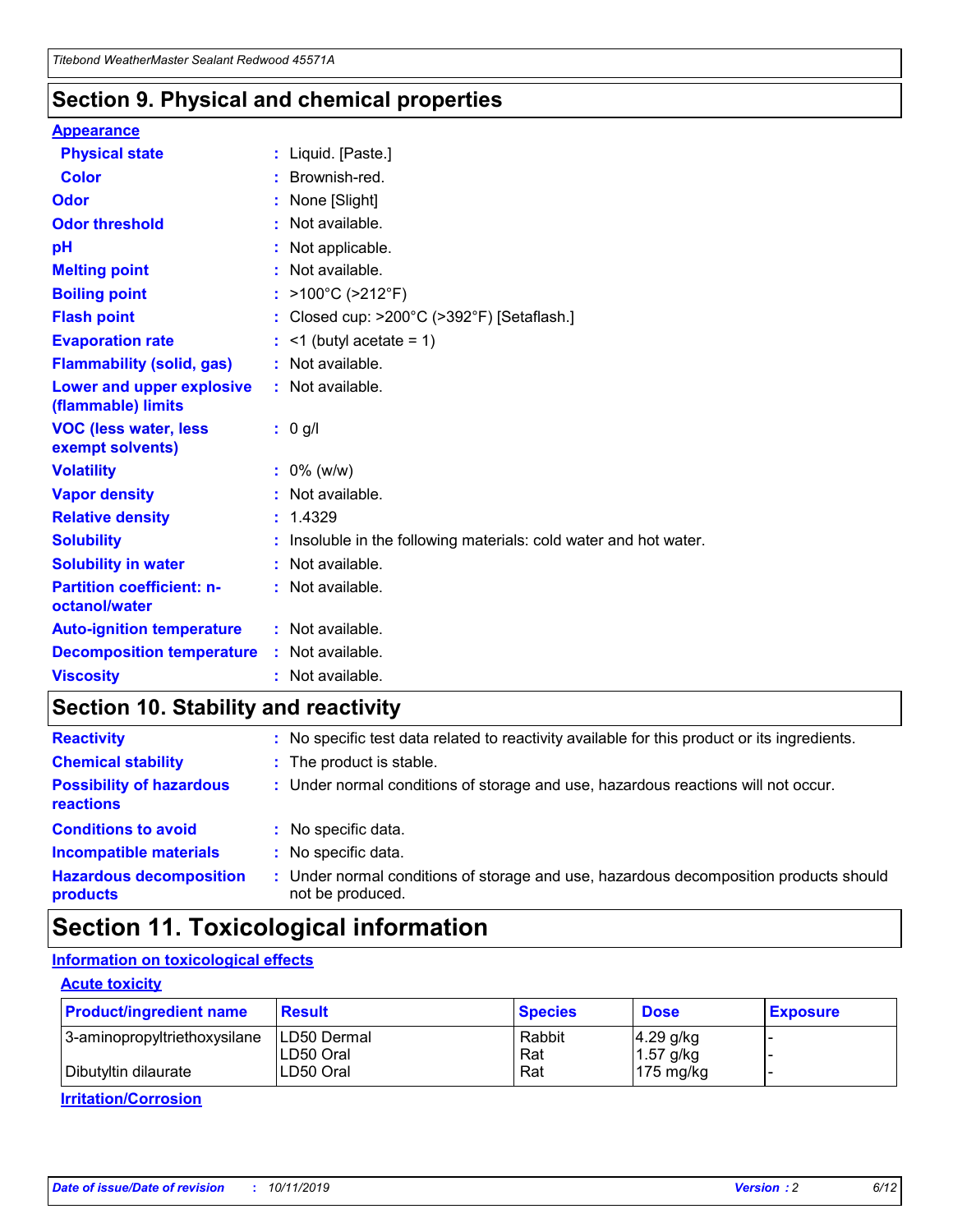## Section 9. Physical and chemical properties

### Appearance

| | |
|---|---|
| **Physical state** | : Liquid. [Paste.] |
| **Color** | : Brownish-red. |
| **Odor** | : None [Slight] |
| **Odor threshold** | : Not available. |
| **pH** | : Not applicable. |
| **Melting point** | : Not available. |
| **Boiling point** | : >100°C (>212°F) |
| **Flash point** | : Closed cup: >200°C (>392°F) [Setaflash.] |
| **Evaporation rate** | : <1 (butyl acetate = 1) |
| **Flammability (solid, gas)** | : Not available. |
| **Lower and upper explosive (flammable) limits** | : Not available. |
| **VOC (less water, less exempt solvents)** | : 0 g/l |
| **Volatility** | : 0% (w/w) |
| **Vapor density** | : Not available. |
| **Relative density** | : 1.4329 |
| **Solubility** | : Insoluble in the following materials: cold water and hot water. |
| **Solubility in water** | : Not available. |
| **Partition coefficient: n-octanol/water** | : Not available. |
| **Auto-ignition temperature** | : Not available. |
| **Decomposition temperature** | : Not available. |
| **Viscosity** | : Not available. |

## Section 10. Stability and reactivity

| | |
|---|---|
| **Reactivity** | : No specific test data related to reactivity available for this product or its ingredients. |
| **Chemical stability** | : The product is stable. |
| **Possibility of hazardous reactions** | : Under normal conditions of storage and use, hazardous reactions will not occur. |
| **Conditions to avoid** | : No specific data. |
| **Incompatible materials** | : No specific data. |
| **Hazardous decomposition products** | : Under normal conditions of storage and use, hazardous decomposition products should not be produced. |

## Section 11. Toxicological information

### Information on toxicological effects

#### Acute toxicity

| Product/ingredient name | Result | Species | Dose | Exposure |
|---|---|---|---|---|
| 3-aminopropyltriethoxysilane | LD50 Dermal | Rabbit | 4.29 g/kg | - |
| | LD50 Oral | Rat | 1.57 g/kg | - |
| Dibutyltin dilaurate | LD50 Oral | Rat | 175 mg/kg | - |

#### Irritation/Corrosion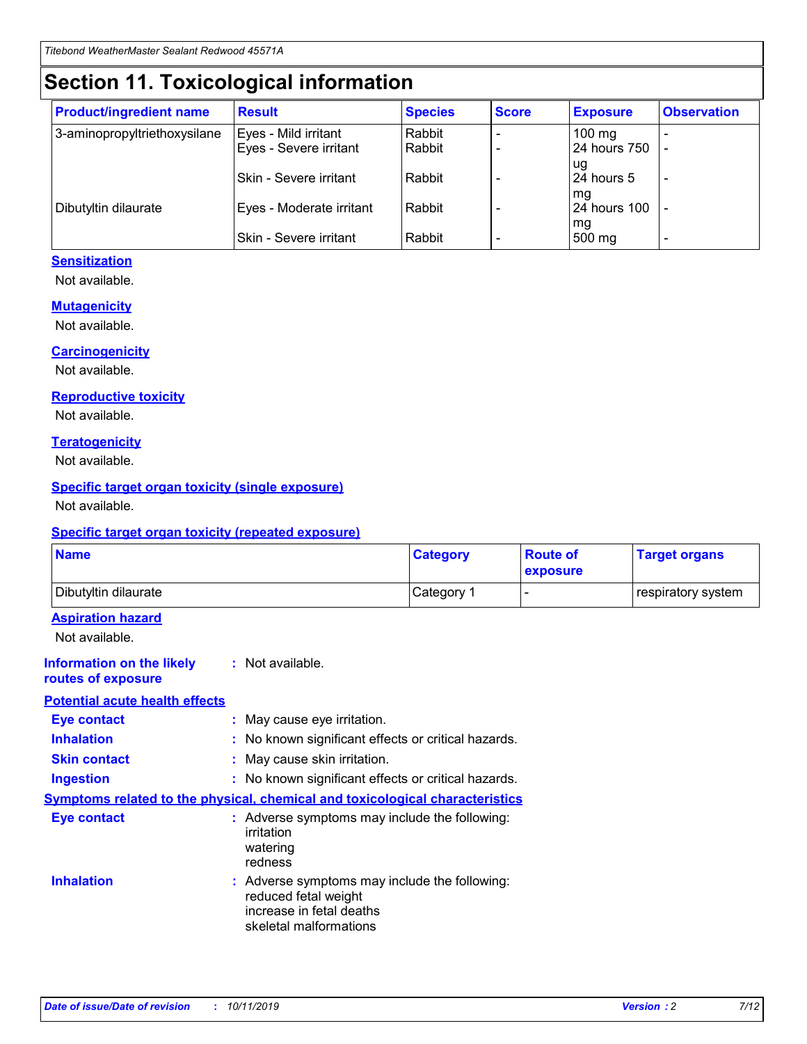# Section 11. Toxicological information

| Product/ingredient name | Result | Species | Score | Exposure | Observation |
| --- | --- | --- | --- | --- | --- |
| 3-aminopropyltriethoxysilane | Eyes - Mild irritant | Rabbit | - | 100 mg | - |
| | Eyes - Severe irritant | Rabbit | - | 24 hours 750 ug | - |
| | Skin - Severe irritant | Rabbit | - | 24 hours 5 mg | - |
| Dibutyltin dilaurate | Eyes - Moderate irritant | Rabbit | - | 24 hours 100 mg | - |
| | Skin - Severe irritant | Rabbit | - | 500 mg | - |

**Sensitization**

Not available.

**Mutagenicity**

Not available.

**Carcinogenicity**

Not available.

**Reproductive toxicity**

Not available.

**Teratogenicity**

Not available.

**Specific target organ toxicity (single exposure)**

Not available.

**Specific target organ toxicity (repeated exposure)**

| Name | Category | Route of exposure | Target organs |
| --- | --- | --- | --- |
| Dibutyltin dilaurate | Category 1 | - | respiratory system |

**Aspiration hazard**

Not available.

**Information on the likely routes of exposure** : Not available.

**Potential acute health effects**

**Eye contact** : May cause eye irritation.

**Inhalation** : No known significant effects or critical hazards.

**Skin contact** : May cause skin irritation.

**Ingestion** : No known significant effects or critical hazards.

**Symptoms related to the physical, chemical and toxicological characteristics**

**Eye contact** : Adverse symptoms may include the following:
irritation
watering
redness

**Inhalation** : Adverse symptoms may include the following:
reduced fetal weight
increase in fetal deaths
skeletal malformations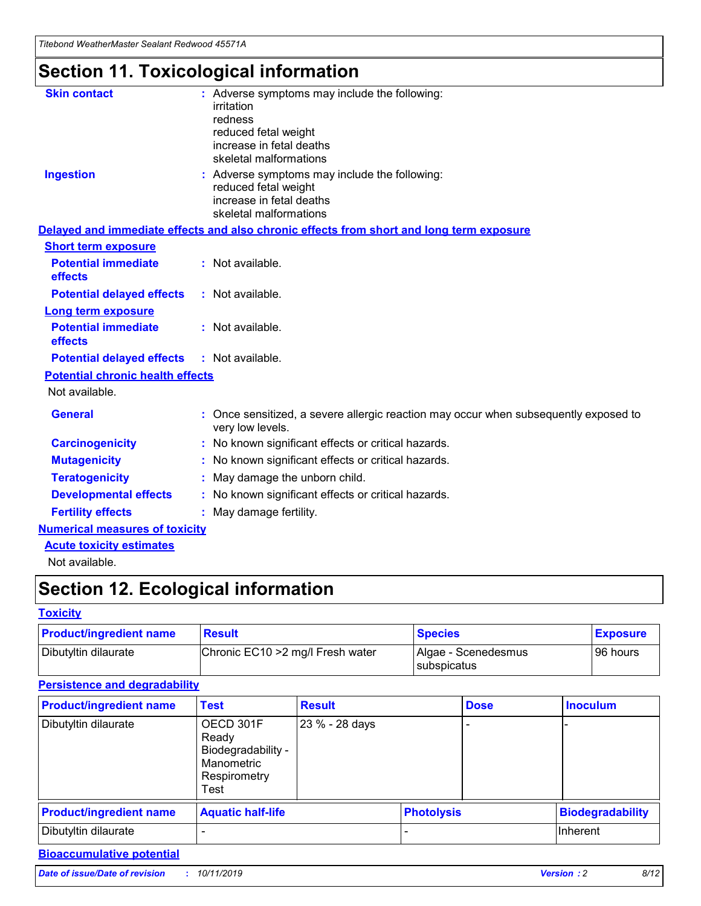# Section 11. Toxicological information

**Skin contact** : Adverse symptoms may include the following:
irritation
redness
reduced fetal weight
increase in fetal deaths
skeletal malformations

**Ingestion** : Adverse symptoms may include the following:
reduced fetal weight
increase in fetal deaths
skeletal malformations

**Delayed and immediate effects and also chronic effects from short and long term exposure**

**Short term exposure**

**Potential immediate effects** : Not available.

**Potential delayed effects** : Not available.

**Long term exposure**

**Potential immediate effects** : Not available.

**Potential delayed effects** : Not available.

**Potential chronic health effects**

Not available.

**General** : Once sensitized, a severe allergic reaction may occur when subsequently exposed to very low levels.

**Carcinogenicity** : No known significant effects or critical hazards.

**Mutagenicity** : No known significant effects or critical hazards.

**Teratogenicity** : May damage the unborn child.

**Developmental effects** : No known significant effects or critical hazards.

**Fertility effects** : May damage fertility.

**Numerical measures of toxicity**

**Acute toxicity estimates**

Not available.

# Section 12. Ecological information

**Toxicity**

| Product/ingredient name | Result | Species | Exposure |
|---|---|---|---|
| Dibutyltin dilaurate | Chronic EC10 >2 mg/l Fresh water | Algae - Scenedesmus subspicatus | 96 hours |

**Persistence and degradability**

| Product/ingredient name | Test | Result | Dose | Inoculum |
|---|---|---|---|---|
| Dibutyltin dilaurate | OECD 301F Ready Biodegradability - Manometric Respirometry Test | 23 % - 28 days | - | - |

| Product/ingredient name | Aquatic half-life | Photolysis | Biodegradability |
|---|---|---|---|
| Dibutyltin dilaurate | - | - | Inherent |

**Bioaccumulative potential**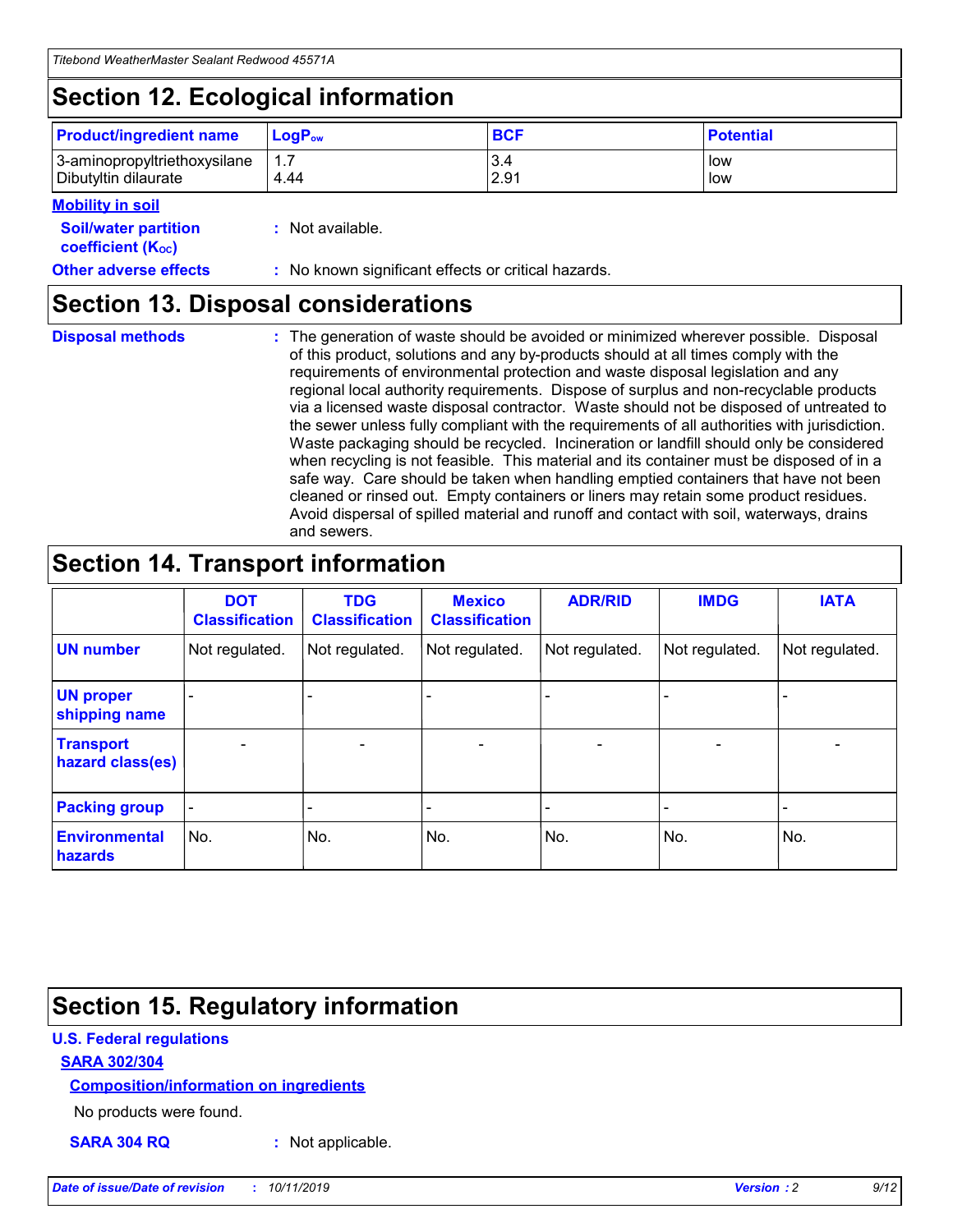## Section 12. Ecological information

| Product/ingredient name | $LogP_{ow}$ | BCF | Potential |
|---|---|---|---|
| 3-aminopropyltriethoxysilane | 1.7 | 3.4 | low |
| Dibutyltin dilaurate | 4.44 | 2.91 | low |

**Mobility in soil**

**Soil/water partition coefficient ($K_{OC}$)** : Not available.

**Other adverse effects** : No known significant effects or critical hazards.

## Section 13. Disposal considerations

**Disposal methods** : The generation of waste should be avoided or minimized wherever possible. Disposal of this product, solutions and any by-products should at all times comply with the requirements of environmental protection and waste disposal legislation and any regional local authority requirements. Dispose of surplus and non-recyclable products via a licensed waste disposal contractor. Waste should not be disposed of untreated to the sewer unless fully compliant with the requirements of all authorities with jurisdiction. Waste packaging should be recycled. Incineration or landfill should only be considered when recycling is not feasible. This material and its container must be disposed of in a safe way. Care should be taken when handling emptied containers that have not been cleaned or rinsed out. Empty containers or liners may retain some product residues. Avoid dispersal of spilled material and runoff and contact with soil, waterways, drains and sewers.

## Section 14. Transport information

| | DOT Classification | TDG Classification | Mexico Classification | ADR/RID | IMDG | IATA |
|---|---|---|---|---|---|---|
| UN number | Not regulated. | Not regulated. | Not regulated. | Not regulated. | Not regulated. | Not regulated. |
| UN proper shipping name | - | - | - | - | - | - |
| Transport hazard class(es) | - | - | - | - | - | - |
| Packing group | - | - | - | - | - | - |
| Environmental hazards | No. | No. | No. | No. | No. | No. |

## Section 15. Regulatory information

**U.S. Federal regulations**

**SARA 302/304**

**Composition/information on ingredients**

No products were found.

**SARA 304 RQ** : Not applicable.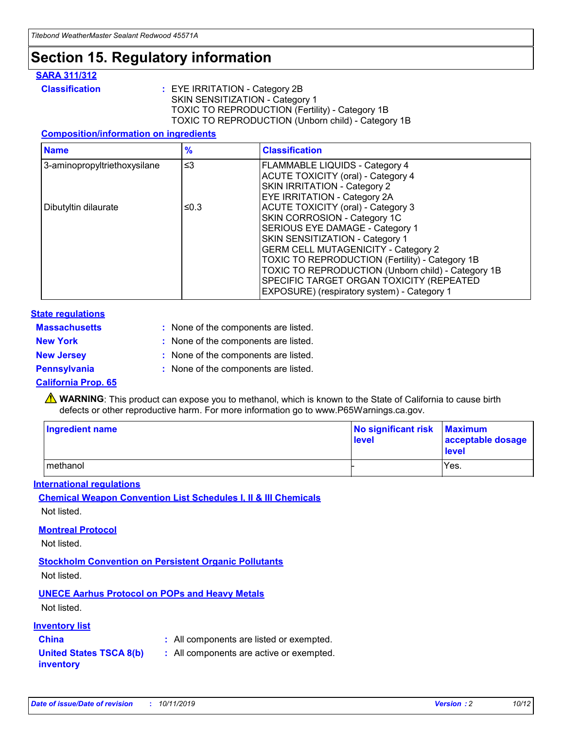# Section 15. Regulatory information

**SARA 311/312**

**Classification** : EYE IRRITATION - Category 2B
SKIN SENSITIZATION - Category 1
TOXIC TO REPRODUCTION (Fertility) - Category 1B
TOXIC TO REPRODUCTION (Unborn child) - Category 1B

**Composition/information on ingredients**

| Name | % | Classification |
|---|---|---|
| 3-aminopropyltriethoxysilane | ≤3 | FLAMMABLE LIQUIDS - Category 4<br>ACUTE TOXICITY (oral) - Category 4<br>SKIN IRRITATION - Category 2<br>EYE IRRITATION - Category 2A |
| Dibutyltin dilaurate | ≤0.3 | ACUTE TOXICITY (oral) - Category 3<br>SKIN CORROSION - Category 1C<br>SERIOUS EYE DAMAGE - Category 1<br>SKIN SENSITIZATION - Category 1<br>GERM CELL MUTAGENICITY - Category 2<br>TOXIC TO REPRODUCTION (Fertility) - Category 1B<br>TOXIC TO REPRODUCTION (Unborn child) - Category 1B<br>SPECIFIC TARGET ORGAN TOXICITY (REPEATED EXPOSURE) (respiratory system) - Category 1 |

**State regulations**

**Massachusetts** : None of the components are listed.
**New York** : None of the components are listed.
**New Jersey** : None of the components are listed.
**Pennsylvania** : None of the components are listed.

**California Prop. 65**

⚠ **WARNING**: This product can expose you to methanol, which is known to the State of California to cause birth defects or other reproductive harm. For more information go to www.P65Warnings.ca.gov.

| Ingredient name | No significant risk level | Maximum acceptable dosage level |
|---|---|---|
| methanol | - | Yes. |

**International regulations**

**Chemical Weapon Convention List Schedules I, II & III Chemicals**
Not listed.

**Montreal Protocol**
Not listed.

**Stockholm Convention on Persistent Organic Pollutants**
Not listed.

**UNECE Aarhus Protocol on POPs and Heavy Metals**
Not listed.

**Inventory list**

**China** : All components are listed or exempted.
**United States TSCA 8(b) inventory** : All components are active or exempted.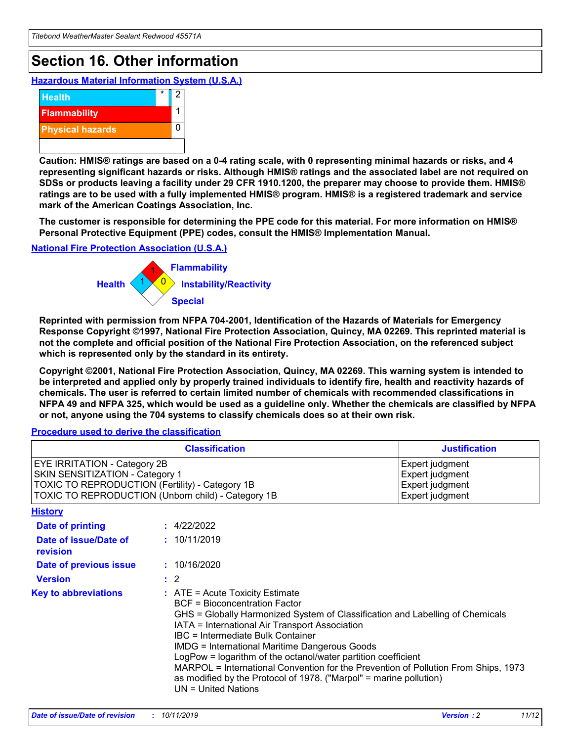# Section 16. Other information

**Hazardous Material Information System (U.S.A.)**

| | | |
|---|---|---|
| Health | * | 2 |
| Flammability | | 1 |
| Physical hazards | | 0 |
| | | |

**Caution: HMIS® ratings are based on a 0-4 rating scale, with 0 representing minimal hazards or risks, and 4 representing significant hazards or risks. Although HMIS® ratings and the associated label are not required on SDSs or products leaving a facility under 29 CFR 1910.1200, the preparer may choose to provide them. HMIS® ratings are to be used with a fully implemented HMIS® program. HMIS® is a registered trademark and service mark of the American Coatings Association, Inc.**

**The customer is responsible for determining the PPE code for this material. For more information on HMIS® Personal Protective Equipment (PPE) codes, consult the HMIS® Implementation Manual.**

**National Fire Protection Association (U.S.A.)**

Health: 1
Flammability: 1
Instability/Reactivity: 0
Special:

**Reprinted with permission from NFPA 704-2001, Identification of the Hazards of Materials for Emergency Response Copyright ©1997, National Fire Protection Association, Quincy, MA 02269. This reprinted material is not the complete and official position of the National Fire Protection Association, on the referenced subject which is represented only by the standard in its entirety.**

**Copyright ©2001, National Fire Protection Association, Quincy, MA 02269. This warning system is intended to be interpreted and applied only by properly trained individuals to identify fire, health and reactivity hazards of chemicals. The user is referred to certain limited number of chemicals with recommended classifications in NFPA 49 and NFPA 325, which would be used as a guideline only. Whether the chemicals are classified by NFPA or not, anyone using the 704 systems to classify chemicals does so at their own risk.**

**Procedure used to derive the classification**

| Classification | Justification |
|---|---|
| EYE IRRITATION - Category 2B | Expert judgment |
| SKIN SENSITIZATION - Category 1 | Expert judgment |
| TOXIC TO REPRODUCTION (Fertility) - Category 1B | Expert judgment |
| TOXIC TO REPRODUCTION (Unborn child) - Category 1B | Expert judgment |

**History**

**Date of printing** : 4/22/2022

**Date of issue/Date of revision** : 10/11/2019

**Date of previous issue** : 10/16/2020

**Version** : 2

**Key to abbreviations** : ATE = Acute Toxicity Estimate
BCF = Bioconcentration Factor
GHS = Globally Harmonized System of Classification and Labelling of Chemicals
IATA = International Air Transport Association
IBC = Intermediate Bulk Container
IMDG = International Maritime Dangerous Goods
LogPow = logarithm of the octanol/water partition coefficient
MARPOL = International Convention for the Prevention of Pollution From Ships, 1973 as modified by the Protocol of 1978. ("Marpol" = marine pollution)
UN = United Nations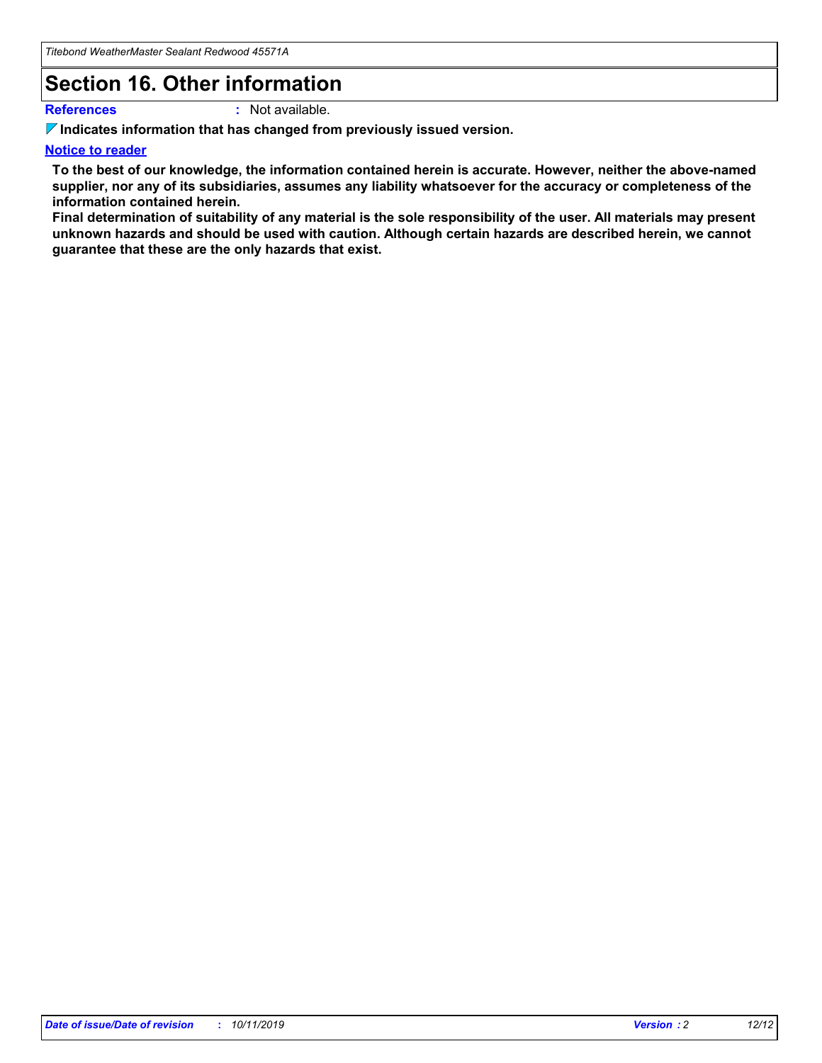# Section 16. Other information

**References** : Not available.

**Indicates information that has changed from previously issued version.**

**Notice to reader**

**To the best of our knowledge, the information contained herein is accurate. However, neither the above-named supplier, nor any of its subsidiaries, assumes any liability whatsoever for the accuracy or completeness of the information contained herein.**

**Final determination of suitability of any material is the sole responsibility of the user. All materials may present unknown hazards and should be used with caution. Although certain hazards are described herein, we cannot guarantee that these are the only hazards that exist.**